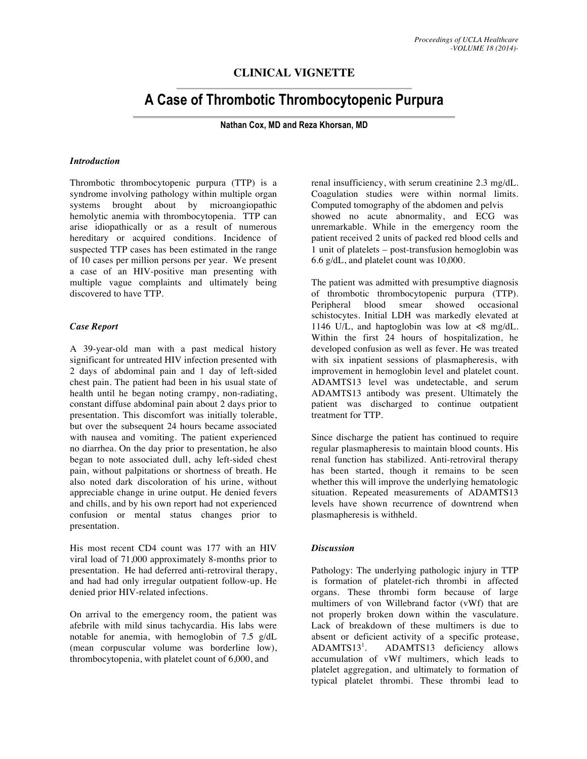# CLINICAL VIGNETTE

## A Case of Thrombotic Thrombocytopenic Purpura

**Nathan Cox, MD and Reza Khorsan, MD**

### *Introduction*

Thrombotic thrombocytopenic purpura (TTP) is a syndrome involving pathology within multiple organ systems brought about by microangiopathic hemolytic anemia with thrombocytopenia. TTP can arise idiopathically or as a result of numerous hereditary or acquired conditions. Incidence of suspected TTP cases has been estimated in the range of 10 cases per million persons per year. We present a case of an HIV-positive man presenting with multiple vague complaints and ultimately being discovered to have TTP.

### *Case Report*

A 39-year-old man with a past medical history significant for untreated HIV infection presented with 2 days of abdominal pain and 1 day of left-sided chest pain. The patient had been in his usual state of health until he began noting crampy, non-radiating, constant diffuse abdominal pain about 2 days prior to presentation. This discomfort was initially tolerable, but over the subsequent 24 hours became associated with nausea and vomiting. The patient experienced no diarrhea. On the day prior to presentation, he also began to note associated dull, achy left-sided chest pain, without palpitations or shortness of breath. He also noted dark discoloration of his urine, without appreciable change in urine output. He denied fevers and chills, and by his own report had not experienced confusion or mental status changes prior to presentation.

His most recent CD4 count was 177 with an HIV viral load of 71,000 approximately 8-months prior to presentation. He had deferred anti-retroviral therapy, and had had only irregular outpatient follow-up. He denied prior HIV-related infections.

On arrival to the emergency room, the patient was afebrile with mild sinus tachycardia. His labs were notable for anemia, with hemoglobin of 7.5 g/dL (mean corpuscular volume was borderline low), thrombocytopenia, with platelet count of 6,000, and renal insufficiency, with serum creatinine 2.3 mg/dL. Coagulation studies were within normal limits. Computed tomography of the abdomen and pelvis showed no acute abnormality, and ECG was unremarkable. While in the emergency room the patient received 2 units of packed red blood cells and 1 unit of platelets – post-transfusion hemoglobin was 6.6 g/dL, and platelet count was 10,000.

The patient was admitted with presumptive diagnosis of thrombotic thrombocytopenic purpura (TTP). Peripheral blood smear showed occasional schistocytes. Initial LDH was markedly elevated at 1146 U/L, and haptoglobin was low at <8 mg/dL. Within the first 24 hours of hospitalization, he developed confusion as well as fever. He was treated with six inpatient sessions of plasmapheresis, with improvement in hemoglobin level and platelet count. ADAMTS13 level was undetectable, and serum ADAMTS13 antibody was present. Ultimately the patient was discharged to continue outpatient treatment for TTP.

Since discharge the patient has continued to require regular plasmapheresis to maintain blood counts. His renal function has stabilized. Anti-retroviral therapy has been started, though it remains to be seen whether this will improve the underlying hematologic situation. Repeated measurements of ADAMTS13 levels have shown recurrence of downtrend when plasmapheresis is withheld.

### *Discussion*

Pathology: The underlying pathologic injury in TTP is formation of platelet-rich thrombi in affected organs. These thrombi form because of large multimers of von Willebrand factor (vWf) that are not properly broken down within the vasculature. Lack of breakdown of these multimers is due to absent or deficient activity of a specific protease, ADAMTS13[1]. ADAMTS13 deficiency allows accumulation of vWf multimers, which leads to platelet aggregation, and ultimately to formation of typical platelet thrombi. These thrombi lead to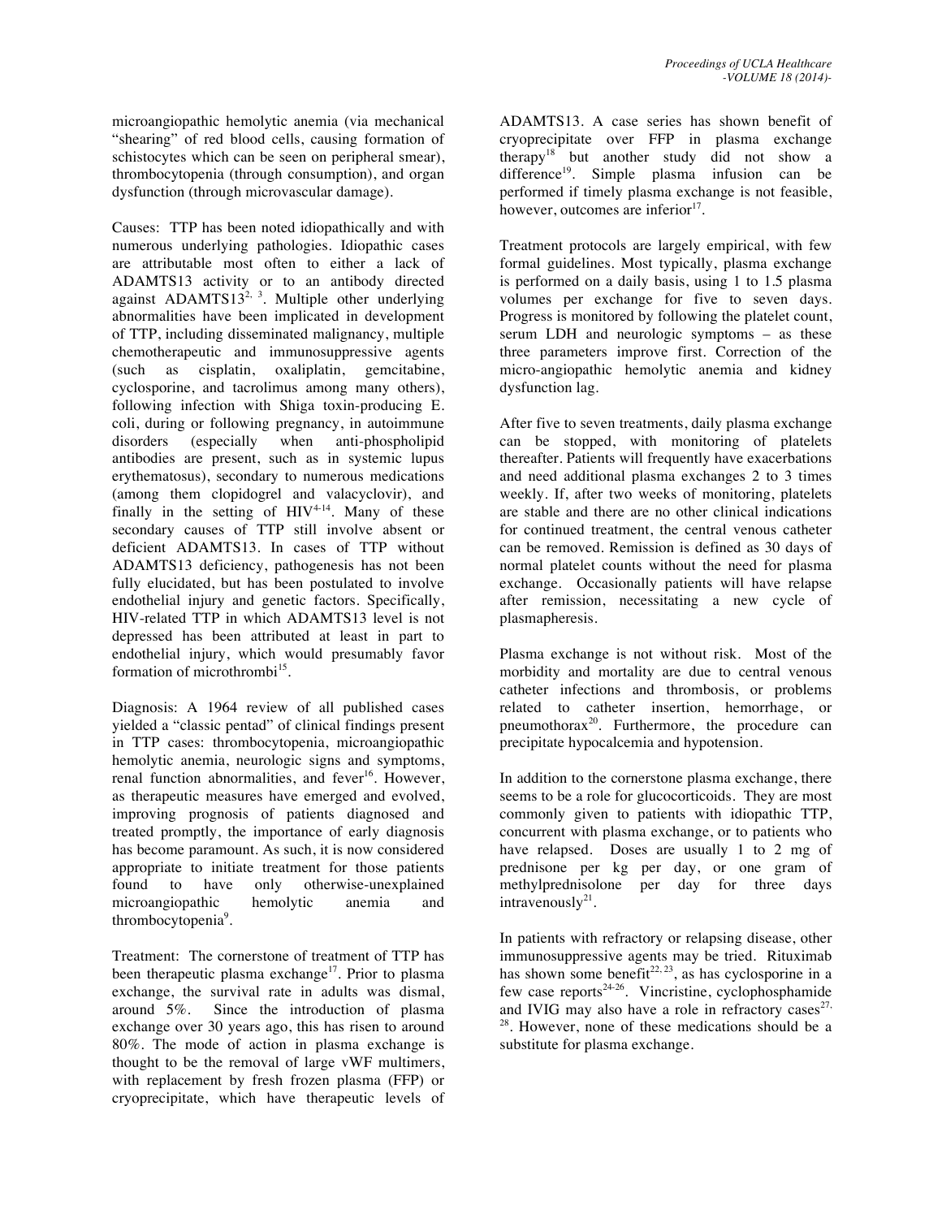microangiopathic hemolytic anemia (via mechanical "shearing" of red blood cells, causing formation of schistocytes which can be seen on peripheral smear), thrombocytopenia (through consumption), and organ dysfunction (through microvascular damage).

Causes: TTP has been noted idiopathically and with numerous underlying pathologies. Idiopathic cases are attributable most often to either a lack of ADAMTS13 activity or to an antibody directed against ADAMTS13[2, 3]. Multiple other underlying abnormalities have been implicated in development of TTP, including disseminated malignancy, multiple chemotherapeutic and immunosuppressive agents (such as cisplatin, oxaliplatin, gemcitabine, cyclosporine, and tacrolimus among many others), following infection with Shiga toxin-producing E. coli, during or following pregnancy, in autoimmune disorders (especially when anti-phospholipid antibodies are present, such as in systemic lupus erythematosus), secondary to numerous medications (among them clopidogrel and valacyclovir), and finally in the setting of HIV[4-14]. Many of these secondary causes of TTP still involve absent or deficient ADAMTS13. In cases of TTP without ADAMTS13 deficiency, pathogenesis has not been fully elucidated, but has been postulated to involve endothelial injury and genetic factors. Specifically, HIV-related TTP in which ADAMTS13 level is not depressed has been attributed at least in part to endothelial injury, which would presumably favor formation of microthrombi[15].

Diagnosis: A 1964 review of all published cases yielded a "classic pentad" of clinical findings present in TTP cases: thrombocytopenia, microangiopathic hemolytic anemia, neurologic signs and symptoms, renal function abnormalities, and fever[16]. However, as therapeutic measures have emerged and evolved, improving prognosis of patients diagnosed and treated promptly, the importance of early diagnosis has become paramount. As such, it is now considered appropriate to initiate treatment for those patients found to have only otherwise-unexplained microangiopathic hemolytic anemia and thrombocytopenia[9].

Treatment: The cornerstone of treatment of TTP has been therapeutic plasma exchange[17]. Prior to plasma exchange, the survival rate in adults was dismal, around 5%. Since the introduction of plasma exchange over 30 years ago, this has risen to around 80%. The mode of action in plasma exchange is thought to be the removal of large vWF multimers, with replacement by fresh frozen plasma (FFP) or cryoprecipitate, which have therapeutic levels of ADAMTS13. A case series has shown benefit of cryoprecipitate over FFP in plasma exchange therapy[18] but another study did not show a difference[19]. Simple plasma infusion can be performed if timely plasma exchange is not feasible, however, outcomes are inferior[17].

Treatment protocols are largely empirical, with few formal guidelines. Most typically, plasma exchange is performed on a daily basis, using 1 to 1.5 plasma volumes per exchange for five to seven days. Progress is monitored by following the platelet count, serum LDH and neurologic symptoms – as these three parameters improve first. Correction of the micro-angiopathic hemolytic anemia and kidney dysfunction lag.

After five to seven treatments, daily plasma exchange can be stopped, with monitoring of platelets thereafter. Patients will frequently have exacerbations and need additional plasma exchanges 2 to 3 times weekly. If, after two weeks of monitoring, platelets are stable and there are no other clinical indications for continued treatment, the central venous catheter can be removed. Remission is defined as 30 days of normal platelet counts without the need for plasma exchange. Occasionally patients will have relapse after remission, necessitating a new cycle of plasmapheresis.

Plasma exchange is not without risk. Most of the morbidity and mortality are due to central venous catheter infections and thrombosis, or problems related to catheter insertion, hemorrhage, or pneumothorax[20]. Furthermore, the procedure can precipitate hypocalcemia and hypotension.

In addition to the cornerstone plasma exchange, there seems to be a role for glucocorticoids. They are most commonly given to patients with idiopathic TTP, concurrent with plasma exchange, or to patients who have relapsed. Doses are usually 1 to 2 mg of prednisone per kg per day, or one gram of methylprednisolone per day for three days intravenously[21].

In patients with refractory or relapsing disease, other immunosuppressive agents may be tried. Rituximab has shown some benefit[22, 23], as has cyclosporine in a few case reports[24-26]. Vincristine, cyclophosphamide and IVIG may also have a role in refractory cases[27, 28]. However, none of these medications should be a substitute for plasma exchange.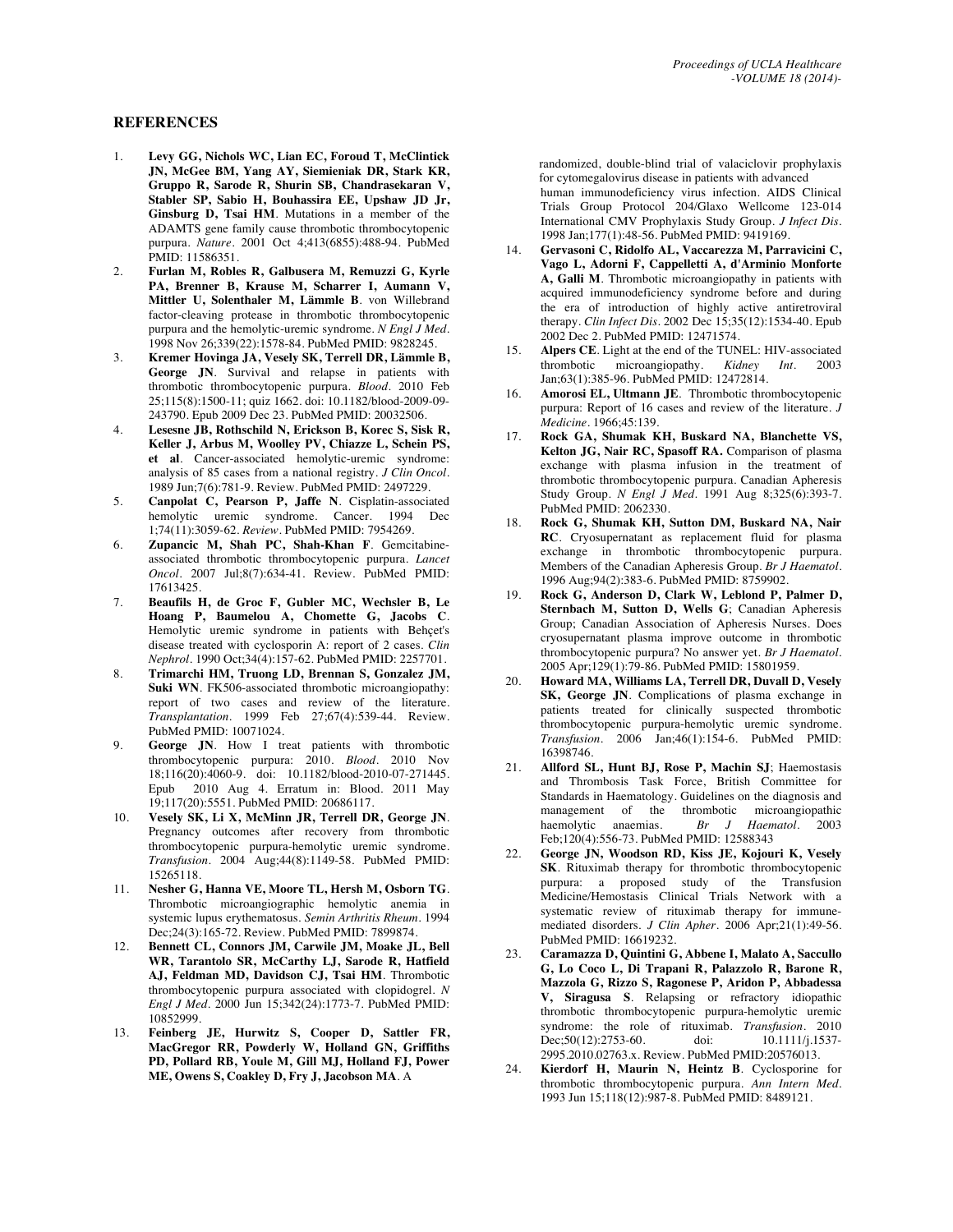## REFERENCES

1. **Levy GG, Nichols WC, Lian EC, Foroud T, McClintick JN, McGee BM, Yang AY, Siemieniak DR, Stark KR, Gruppo R, Sarode R, Shurin SB, Chandrasekaran V, Stabler SP, Sabio H, Bouhassira EE, Upshaw JD Jr, Ginsburg D, Tsai HM**. Mutations in a member of the ADAMTS gene family cause thrombotic thrombocytopenic purpura. *Nature*. 2001 Oct 4;413(6855):488-94. PubMed PMID: 11586351.
2. **Furlan M, Robles R, Galbusera M, Remuzzi G, Kyrle PA, Brenner B, Krause M, Scharrer I, Aumann V, Mittler U, Solenthaler M, Lämmle B**. von Willebrand factor-cleaving protease in thrombotic thrombocytopenic purpura and the hemolytic-uremic syndrome. *N Engl J Med*. 1998 Nov 26;339(22):1578-84. PubMed PMID: 9828245.
3. **Kremer Hovinga JA, Vesely SK, Terrell DR, Lämmle B, George JN**. Survival and relapse in patients with thrombotic thrombocytopenic purpura. *Blood*. 2010 Feb 25;115(8):1500-11; quiz 1662. doi: 10.1182/blood-2009-09-243790. Epub 2009 Dec 23. PubMed PMID: 20032506.
4. **Lesesne JB, Rothschild N, Erickson B, Korec S, Sisk R, Keller J, Arbus M, Woolley PV, Chiazze L, Schein PS, et al**. Cancer-associated hemolytic-uremic syndrome: analysis of 85 cases from a national registry. *J Clin Oncol*. 1989 Jun;7(6):781-9. Review. PubMed PMID: 2497229.
5. **Canpolat C, Pearson P, Jaffe N**. Cisplatin-associated hemolytic uremic syndrome. Cancer. 1994 Dec 1;74(11):3059-62. *Review*. PubMed PMID: 7954269.
6. **Zupancic M, Shah PC, Shah-Khan F**. Gemcitabine-associated thrombotic thrombocytopenic purpura. *Lancet Oncol*. 2007 Jul;8(7):634-41. Review. PubMed PMID: 17613425.
7. **Beaufils H, de Groc F, Gubler MC, Wechsler B, Le Hoang P, Baumelou A, Chomette G, Jacobs C**. Hemolytic uremic syndrome in patients with Behçet's disease treated with cyclosporin A: report of 2 cases. *Clin Nephrol*. 1990 Oct;34(4):157-62. PubMed PMID: 2257701.
8. **Trimarchi HM, Truong LD, Brennan S, Gonzalez JM, Suki WN**. FK506-associated thrombotic microangiopathy: report of two cases and review of the literature. *Transplantation*. 1999 Feb 27;67(4):539-44. Review. PubMed PMID: 10071024.
9. **George JN**. How I treat patients with thrombotic thrombocytopenic purpura: 2010. *Blood*. 2010 Nov 18;116(20):4060-9. doi: 10.1182/blood-2010-07-271445. Epub 2010 Aug 4. Erratum in: Blood. 2011 May 19;117(20):5551. PubMed PMID: 20686117.
10. **Vesely SK, Li X, McMinn JR, Terrell DR, George JN**. Pregnancy outcomes after recovery from thrombotic thrombocytopenic purpura-hemolytic uremic syndrome. *Transfusion*. 2004 Aug;44(8):1149-58. PubMed PMID: 15265118.
11. **Nesher G, Hanna VE, Moore TL, Hersh M, Osborn TG**. Thrombotic microangiographic hemolytic anemia in systemic lupus erythematosus. *Semin Arthritis Rheum*. 1994 Dec;24(3):165-72. Review. PubMed PMID: 7899874.
12. **Bennett CL, Connors JM, Carwile JM, Moake JL, Bell WR, Tarantolo SR, McCarthy LJ, Sarode R, Hatfield AJ, Feldman MD, Davidson CJ, Tsai HM**. Thrombotic thrombocytopenic purpura associated with clopidogrel. *N Engl J Med*. 2000 Jun 15;342(24):1773-7. PubMed PMID: 10852999.
13. **Feinberg JE, Hurwitz S, Cooper D, Sattler FR, MacGregor RR, Powderly W, Holland GN, Griffiths PD, Pollard RB, Youle M, Gill MJ, Holland FJ, Power ME, Owens S, Coakley D, Fry J, Jacobson MA**. A randomized, double-blind trial of valaciclovir prophylaxis for cytomegalovirus disease in patients with advanced human immunodeficiency virus infection. AIDS Clinical Trials Group Protocol 204/Glaxo Wellcome 123-014 International CMV Prophylaxis Study Group. *J Infect Dis*. 1998 Jan;177(1):48-56. PubMed PMID: 9419169.
14. **Gervasoni C, Ridolfo AL, Vaccarezza M, Parravicini C, Vago L, Adorni F, Cappelletti A, d'Arminio Monforte A, Galli M**. Thrombotic microangiopathy in patients with acquired immunodeficiency syndrome before and during the era of introduction of highly active antiretroviral therapy. *Clin Infect Dis*. 2002 Dec 15;35(12):1534-40. Epub 2002 Dec 2. PubMed PMID: 12471574.
15. **Alpers CE**. Light at the end of the TUNEL: HIV-associated thrombotic microangiopathy. *Kidney Int*. 2003 Jan;63(1):385-96. PubMed PMID: 12472814.
16. **Amorosi EL, Ultmann JE**. Thrombotic thrombocytopenic purpura: Report of 16 cases and review of the literature. *J Medicine*. 1966;45:139.
17. **Rock GA, Shumak KH, Buskard NA, Blanchette VS, Kelton JG, Nair RC, Spasoff RA.** Comparison of plasma exchange with plasma infusion in the treatment of thrombotic thrombocytopenic purpura. Canadian Apheresis Study Group. *N Engl J Med*. 1991 Aug 8;325(6):393-7. PubMed PMID: 2062330.
18. **Rock G, Shumak KH, Sutton DM, Buskard NA, Nair RC**. Cryosupernatant as replacement fluid for plasma exchange in thrombotic thrombocytopenic purpura. Members of the Canadian Apheresis Group. *Br J Haematol*. 1996 Aug;94(2):383-6. PubMed PMID: 8759902.
19. **Rock G, Anderson D, Clark W, Leblond P, Palmer D, Sternbach M, Sutton D, Wells G**; Canadian Apheresis Group; Canadian Association of Apheresis Nurses. Does cryosupernatant plasma improve outcome in thrombotic thrombocytopenic purpura? No answer yet. *Br J Haematol*. 2005 Apr;129(1):79-86. PubMed PMID: 15801959.
20. **Howard MA, Williams LA, Terrell DR, Duvall D, Vesely SK, George JN**. Complications of plasma exchange in patients treated for clinically suspected thrombotic thrombocytopenic purpura-hemolytic uremic syndrome. *Transfusion*. 2006 Jan;46(1):154-6. PubMed PMID: 16398746.
21. **Allford SL, Hunt BJ, Rose P, Machin SJ**; Haemostasis and Thrombosis Task Force, British Committee for Standards in Haematology. Guidelines on the diagnosis and management of the thrombotic microangiopathic haemolytic anaemias. *Br J Haematol*. 2003 Feb;120(4):556-73. PubMed PMID: 12588343
22. **George JN, Woodson RD, Kiss JE, Kojouri K, Vesely SK**. Rituximab therapy for thrombotic thrombocytopenic purpura: a proposed study of the Transfusion Medicine/Hemostasis Clinical Trials Network with a systematic review of rituximab therapy for immune-mediated disorders. *J Clin Apher*. 2006 Apr;21(1):49-56. PubMed PMID: 16619232.
23. **Caramazza D, Quintini G, Abbene I, Malato A, Saccullo G, Lo Coco L, Di Trapani R, Palazzolo R, Barone R, Mazzola G, Rizzo S, Ragonese P, Aridon P, Abbadessa V, Siragusa S**. Relapsing or refractory idiopathic thrombotic thrombocytopenic purpura-hemolytic uremic syndrome: the role of rituximab. *Transfusion*. 2010 Dec;50(12):2753-60. doi: 10.1111/j.1537-2995.2010.02763.x. Review. PubMed PMID:20576013.
24. **Kierdorf H, Maurin N, Heintz B**. Cyclosporine for thrombotic thrombocytopenic purpura. *Ann Intern Med*. 1993 Jun 15;118(12):987-8. PubMed PMID: 8489121.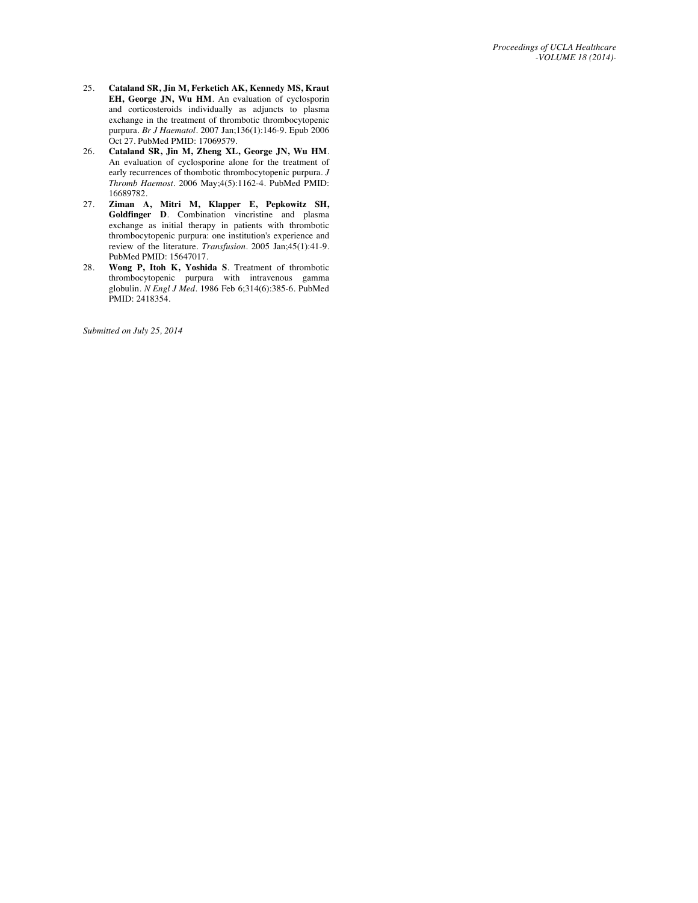25. **Cataland SR, Jin M, Ferketich AK, Kennedy MS, Kraut EH, George JN, Wu HM**. An evaluation of cyclosporin and corticosteroids individually as adjuncts to plasma exchange in the treatment of thrombotic thrombocytopenic purpura. *Br J Haematol*. 2007 Jan;136(1):146-9. Epub 2006 Oct 27. PubMed PMID: 17069579.
26. **Cataland SR, Jin M, Zheng XL, George JN, Wu HM**. An evaluation of cyclosporine alone for the treatment of early recurrences of thombotic thrombocytopenic purpura. *J Thromb Haemost*. 2006 May;4(5):1162-4. PubMed PMID: 16689782.
27. **Ziman A, Mitri M, Klapper E, Pepkowitz SH, Goldfinger D**. Combination vincristine and plasma exchange as initial therapy in patients with thrombotic thrombocytopenic purpura: one institution's experience and review of the literature. *Transfusion*. 2005 Jan;45(1):41-9. PubMed PMID: 15647017.
28. **Wong P, Itoh K, Yoshida S**. Treatment of thrombotic thrombocytopenic purpura with intravenous gamma globulin. *N Engl J Med*. 1986 Feb 6;314(6):385-6. PubMed PMID: 2418354.

*Submitted on July 25, 2014*